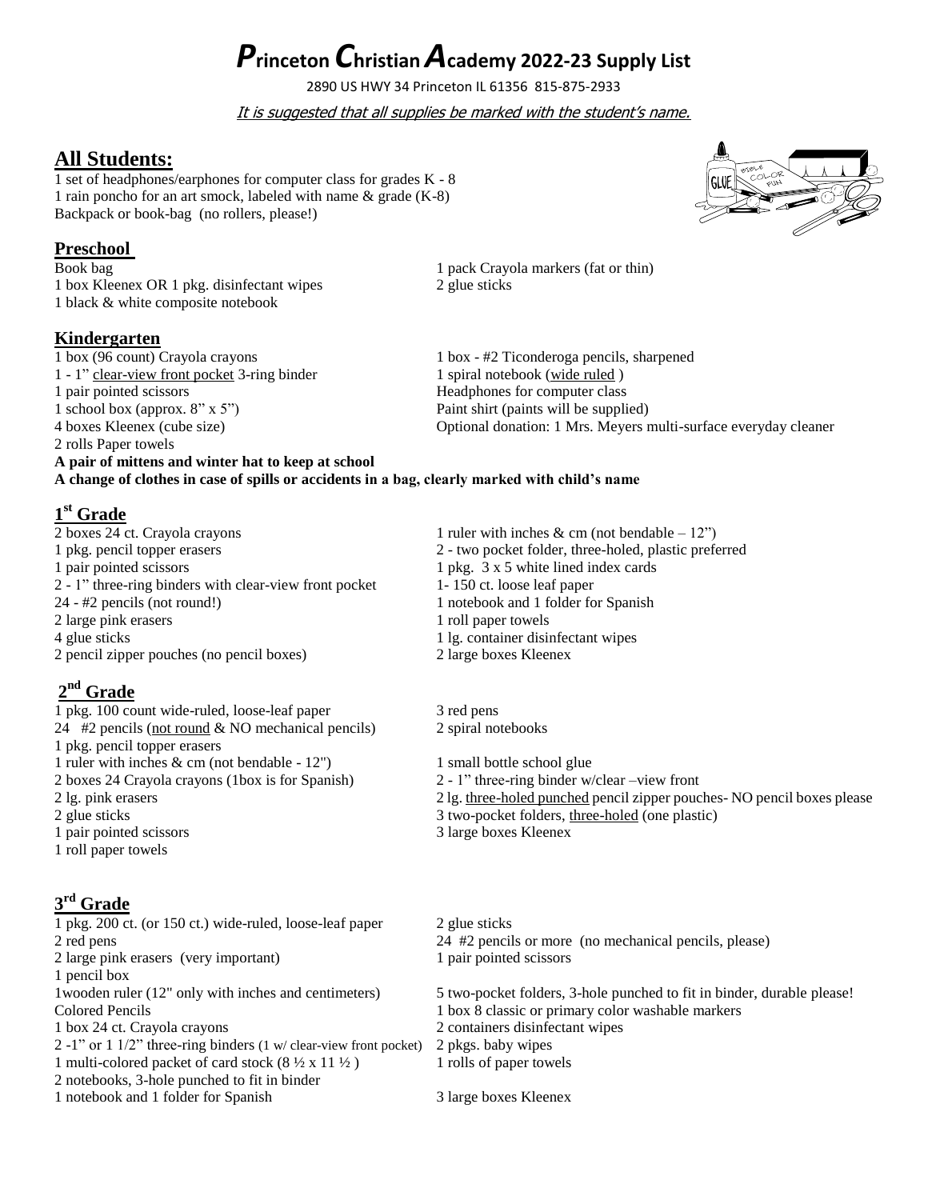# ***P**rinceton **C**hristian **A**cademy 2022-23 Supply List*

2890 US HWY 34 Princeton IL 61356 815-875-2933

*It is suggested that all supplies be marked with the student's name.*

## All Students:

1 set of headphones/earphones for computer class for grades K - 8
1 rain poncho for an art smock, labeled with name & grade (K-8)
Backpack or book-bag (no rollers, please!)

### Preschool

Book bag
1 box Kleenex OR 1 pkg. disinfectant wipes
1 black & white composite notebook
1 pack Crayola markers (fat or thin)
2 glue sticks

### Kindergarten

1 box (96 count) Crayola crayons
1 - 1" clear-view front pocket 3-ring binder
1 pair pointed scissors
1 school box (approx. 8" x 5")
4 boxes Kleenex (cube size)
2 rolls Paper towels
1 box - #2 Ticonderoga pencils, sharpened
1 spiral notebook (wide ruled )
Headphones for computer class
Paint shirt (paints will be supplied)
Optional donation: 1 Mrs. Meyers multi-surface everyday cleaner

**A pair of mittens and winter hat to keep at school**
**A change of clothes in case of spills or accidents in a bag, clearly marked with child's name**

### 1st Grade

2 boxes 24 ct. Crayola crayons
1 pkg. pencil topper erasers
1 pair pointed scissors
2 - 1" three-ring binders with clear-view front pocket
24 - #2 pencils (not round!)
2 large pink erasers
4 glue sticks
2 pencil zipper pouches (no pencil boxes)
1 ruler with inches & cm (not bendable – 12")
2 - two pocket folder, three-holed, plastic preferred
1 pkg. 3 x 5 white lined index cards
1- 150 ct. loose leaf paper
1 notebook and 1 folder for Spanish
1 roll paper towels
1 lg. container disinfectant wipes
2 large boxes Kleenex

### 2nd Grade

1 pkg. 100 count wide-ruled, loose-leaf paper
24 #2 pencils (not round & NO mechanical pencils)
1 pkg. pencil topper erasers
1 ruler with inches & cm (not bendable - 12")
2 boxes 24 Crayola crayons (1box is for Spanish)
2 lg. pink erasers
2 glue sticks
1 pair pointed scissors
1 roll paper towels
3 red pens
2 spiral notebooks
1 small bottle school glue
2 - 1" three-ring binder w/clear –view front
2 lg. three-holed punched pencil zipper pouches- NO pencil boxes please
3 two-pocket folders, three-holed (one plastic)
3 large boxes Kleenex

### 3rd Grade

1 pkg. 200 ct. (or 150 ct.) wide-ruled, loose-leaf paper
2 red pens
2 large pink erasers (very important)
1 pencil box
1wooden ruler (12" only with inches and centimeters)
Colored Pencils
1 box 24 ct. Crayola crayons
2 -1" or 1 1/2" three-ring binders (1 w/ clear-view front pocket)
1 multi-colored packet of card stock (8 ½ x 11 ½ )
2 notebooks, 3-hole punched to fit in binder
1 notebook and 1 folder for Spanish
2 glue sticks
24 #2 pencils or more (no mechanical pencils, please)
1 pair pointed scissors
5 two-pocket folders, 3-hole punched to fit in binder, durable please!
1 box 8 classic or primary color washable markers
2 containers disinfectant wipes
2 pkgs. baby wipes
1 rolls of paper towels
3 large boxes Kleenex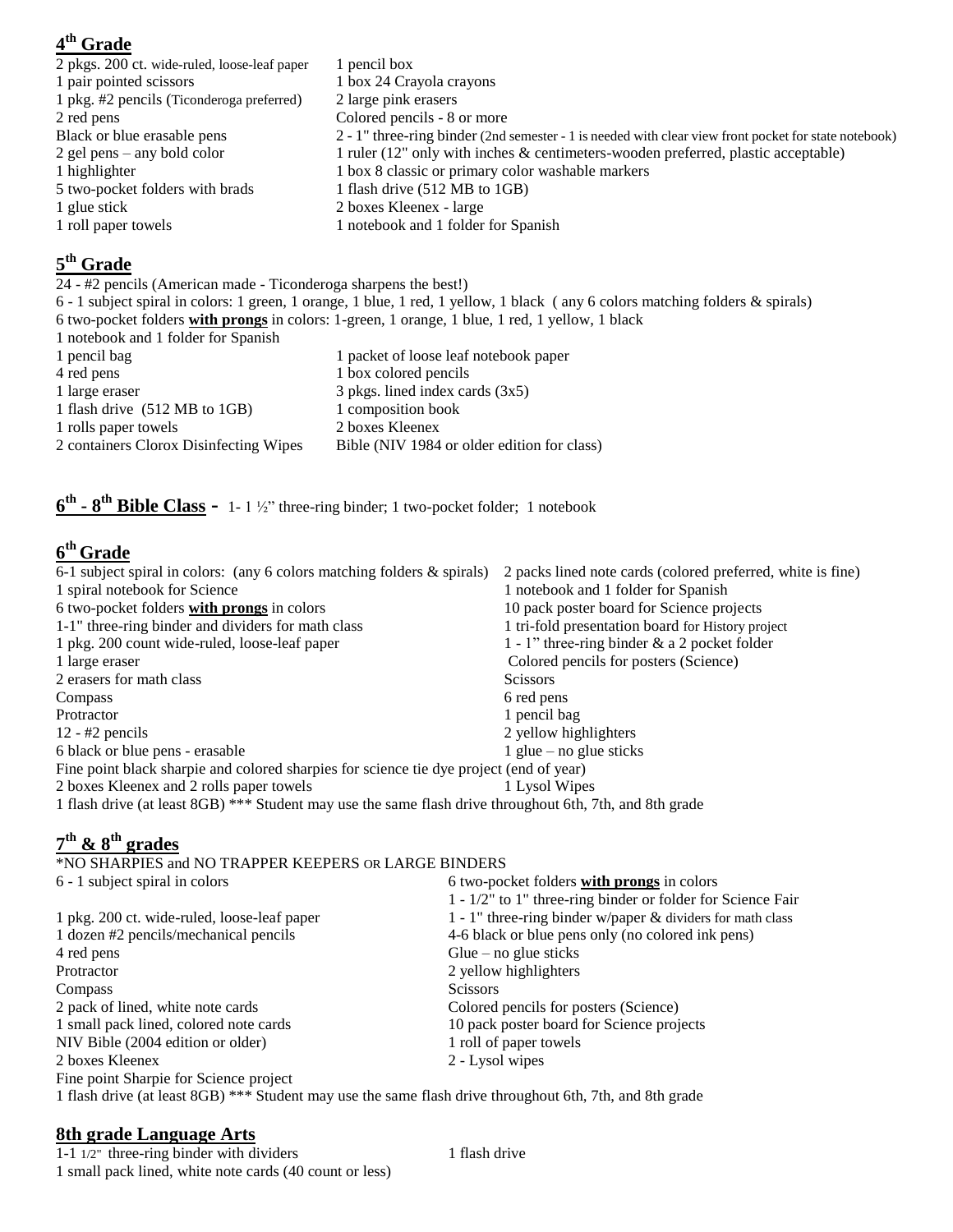## 4th Grade

- 2 pkgs. 200 ct. wide-ruled, loose-leaf paper
- 1 pair pointed scissors
- 1 pkg. #2 pencils (Ticonderoga preferred)
- 2 red pens
- Black or blue erasable pens
- 2 gel pens – any bold color
- 1 highlighter
- 5 two-pocket folders with brads
- 1 glue stick
- 1 roll paper towels
- 1 pencil box
- 1 box 24 Crayola crayons
- 2 large pink erasers
- Colored pencils - 8 or more
- 2 - 1" three-ring binder (2nd semester - 1 is needed with clear view front pocket for state notebook)
- 1 ruler (12" only with inches & centimeters-wooden preferred, plastic acceptable)
- 1 box 8 classic or primary color washable markers
- 1 flash drive (512 MB to 1GB)
- 2 boxes Kleenex - large
- 1 notebook and 1 folder for Spanish

## 5th Grade

- 24 - #2 pencils (American made - Ticonderoga sharpens the best!)
- 6 - 1 subject spiral in colors: 1 green, 1 orange, 1 blue, 1 red, 1 yellow, 1 black ( any 6 colors matching folders & spirals)
- 6 two-pocket folders **with prongs** in colors: 1-green, 1 orange, 1 blue, 1 red, 1 yellow, 1 black
- 1 notebook and 1 folder for Spanish
- 1 pencil bag
- 4 red pens
- 1 large eraser
- 1 flash drive (512 MB to 1GB)
- 1 rolls paper towels
- 2 containers Clorox Disinfecting Wipes
- 1 packet of loose leaf notebook paper
- 1 box colored pencils
- 3 pkgs. lined index cards (3x5)
- 1 composition book
- 2 boxes Kleenex
- Bible (NIV 1984 or older edition for class)

## 6th - 8th Bible Class - 1- 1 ½" three-ring binder; 1 two-pocket folder; 1 notebook

## 6th Grade

- 6-1 subject spiral in colors: (any 6 colors matching folders & spirals)
- 1 spiral notebook for Science
- 6 two-pocket folders **with prongs** in colors
- 1-1" three-ring binder and dividers for math class
- 1 pkg. 200 count wide-ruled, loose-leaf paper
- 1 large eraser
- 2 erasers for math class
- Compass
- Protractor
- 12 - #2 pencils
- 6 black or blue pens - erasable
- 2 packs lined note cards (colored preferred, white is fine)
- 1 notebook and 1 folder for Spanish
- 10 pack poster board for Science projects
- 1 tri-fold presentation board for History project
- 1 - 1" three-ring binder & a 2 pocket folder
- Colored pencils for posters (Science)
- Scissors
- 6 red pens
- 1 pencil bag
- 2 yellow highlighters
- 1 glue – no glue sticks
- Fine point black sharpie and colored sharpies for science tie dye project (end of year)
- 2 boxes Kleenex and 2 rolls paper towels
- 1 Lysol Wipes
- 1 flash drive (at least 8GB) *** Student may use the same flash drive throughout 6th, 7th, and 8th grade

## 7th & 8th grades

*NO SHARPIES and NO TRAPPER KEEPERS OR LARGE BINDERS

- 6 - 1 subject spiral in colors
- 1 pkg. 200 ct. wide-ruled, loose-leaf paper
- 1 dozen #2 pencils/mechanical pencils
- 4 red pens
- Protractor
- Compass
- 2 pack of lined, white note cards
- 1 small pack lined, colored note cards
- NIV Bible (2004 edition or older)
- 2 boxes Kleenex
- Fine point Sharpie for Science project
- 6 two-pocket folders **with prongs** in colors
- 1 - 1/2" to 1" three-ring binder or folder for Science Fair
- 1 - 1" three-ring binder w/paper & dividers for math class
- 4-6 black or blue pens only (no colored ink pens)
- Glue – no glue sticks
- 2 yellow highlighters
- Scissors
- Colored pencils for posters (Science)
- 10 pack poster board for Science projects
- 1 roll of paper towels
- 2 - Lysol wipes
- 1 flash drive (at least 8GB) *** Student may use the same flash drive throughout 6th, 7th, and 8th grade

## 8th grade Language Arts

- 1-1 1/2" three-ring binder with dividers
- 1 small pack lined, white note cards (40 count or less)
- 1 flash drive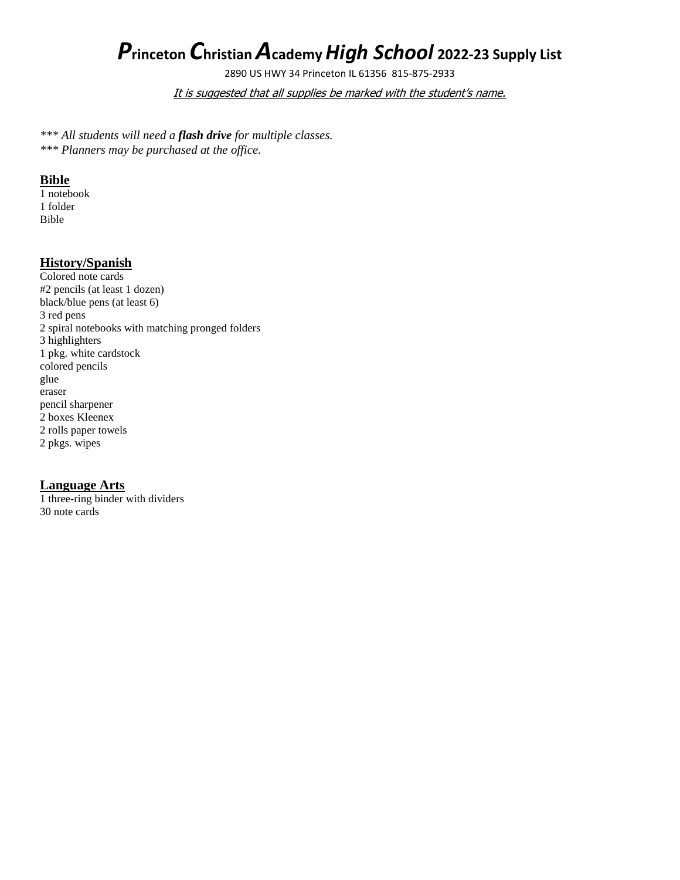# ***P**rinceton **C**hristian **A**cademy High School* 2022-23 Supply List

2890 US HWY 34 Princeton IL 61356 815-875-2933

*It is suggested that all supplies be marked with the student's name.*

*\*\*\* All students will need a **flash drive** for multiple classes.*
*\*\*\* Planners may be purchased at the office.*

## Bible

1 notebook
1 folder
Bible

## History/Spanish

Colored note cards
#2 pencils (at least 1 dozen)
black/blue pens (at least 6)
3 red pens
2 spiral notebooks with matching pronged folders
3 highlighters
1 pkg. white cardstock
colored pencils
glue
eraser
pencil sharpener
2 boxes Kleenex
2 rolls paper towels
2 pkgs. wipes

## Language Arts

1 three-ring binder with dividers
30 note cards